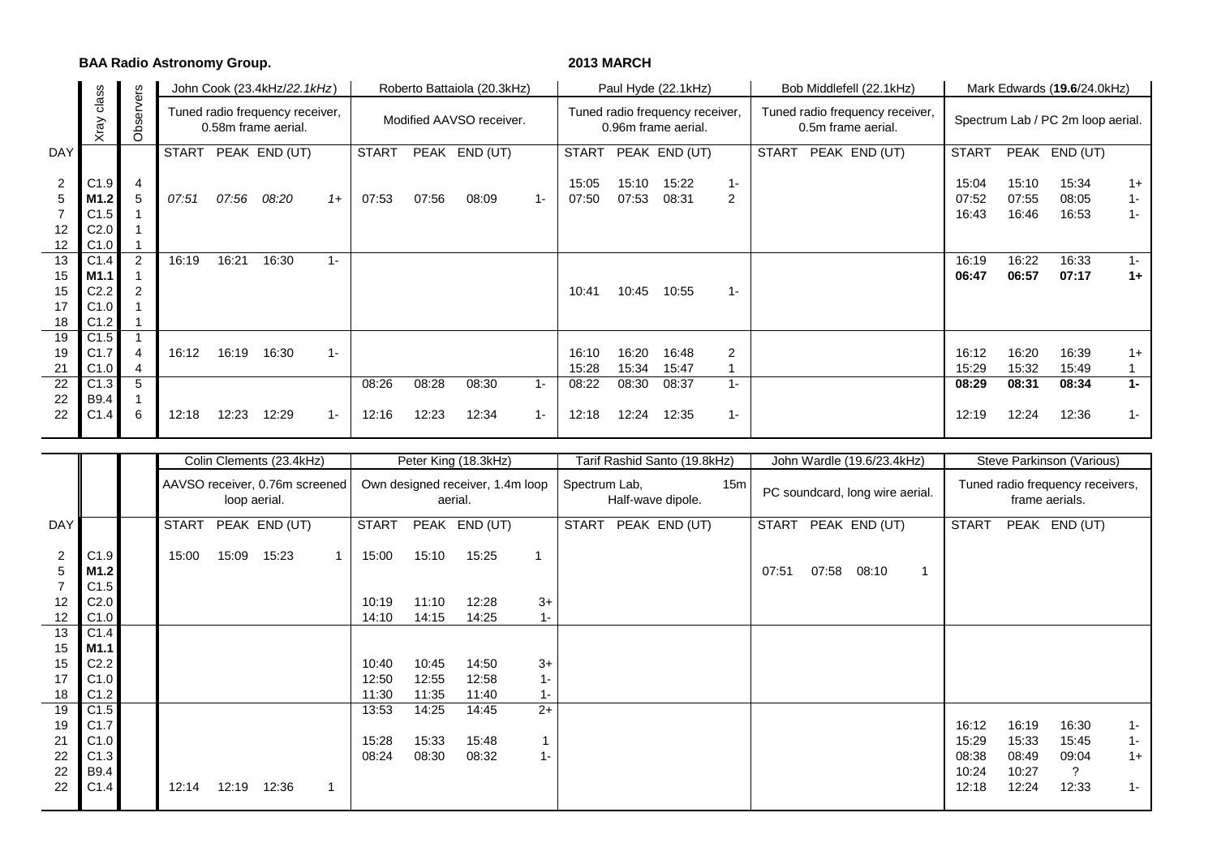**BAA Radio Astronomy Group.** **2013 MARCH**

| | Xray class | Observers | John Cook (23.4kHz/*22.1kHz*) Tuned radio frequency receiver, 0.58m frame aerial. | | | | Roberto Battaiola (20.3kHz) Modified AAVSO receiver. | | | | Paul Hyde (22.1kHz) Tuned radio frequency receiver, 0.96m frame aerial. | | | | Bob Middlefell (22.1kHz) Tuned radio frequency receiver, 0.5m frame aerial. | | | | Mark Edwards (**19.6**/24.0kHz) Spectrum Lab / PC 2m loop aerial. | | | |
|---|---|---|---|---|---|---|---|---|---|---|---|---|---|---|---|---|---|---|---|---|---|---|
| DAY | | | START | PEAK | END (UT) | | START | PEAK | END (UT) | | START | PEAK | END (UT) | | START | PEAK | END (UT) | | START | PEAK | END (UT) | |
| 2 | C1.9 | 4 | | | | | | | | | 15:05 | 15:10 | 15:22 | 1- | | | | | 15:04 | 15:10 | 15:34 | 1+ |
| 5 | **M1.2** | 5 | *07:51* | *07:56* | *08:20* | *1+* | 07:53 | 07:56 | 08:09 | 1- | 07:50 | 07:53 | 08:31 | 2 | | | | | 07:52 | 07:55 | 08:05 | 1- |
| 7 | C1.5 | 1 | | | | | | | | | | | | | | | | | 16:43 | 16:46 | 16:53 | 1- |
| 12 | C2.0 | 1 | | | | | | | | | | | | | | | | | | | | |
| 12 | C1.0 | 1 | | | | | | | | | | | | | | | | | | | | |
| 13 | C1.4 | 2 | 16:19 | 16:21 | 16:30 | 1- | | | | | | | | | | | | | 16:19 | 16:22 | 16:33 | 1- |
| 15 | **M1.1** | 1 | | | | | | | | | | | | | | | | | **06:47** | **06:57** | **07:17** | **1+** |
| 15 | C2.2 | 2 | | | | | | | | | 10:41 | 10:45 | 10:55 | 1- | | | | | | | | |
| 17 | C1.0 | 1 | | | | | | | | | | | | | | | | | | | | |
| 18 | C1.2 | 1 | | | | | | | | | | | | | | | | | | | | |
| 19 | C1.5 | 1 | | | | | | | | | | | | | | | | | | | | |
| 19 | C1.7 | 4 | 16:12 | 16:19 | 16:30 | 1- | | | | | 16:10 | 16:20 | 16:48 | 2 | | | | | 16:12 | 16:20 | 16:39 | 1+ |
| 21 | C1.0 | 4 | | | | | | | | | 15:28 | 15:34 | 15:47 | 1 | | | | | 15:29 | 15:32 | 15:49 | 1 |
| 22 | C1.3 | 5 | | | | | 08:26 | 08:28 | 08:30 | 1- | 08:22 | 08:30 | 08:37 | 1- | | | | | **08:29** | **08:31** | **08:34** | **1-** |
| 22 | B9.4 | 1 | | | | | | | | | | | | | | | | | | | | |
| 22 | C1.4 | 6 | 12:18 | 12:23 | 12:29 | 1- | 12:16 | 12:23 | 12:34 | 1- | 12:18 | 12:24 | 12:35 | 1- | | | | | 12:19 | 12:24 | 12:36 | 1- |

| | | | Colin Clements (23.4kHz) AAVSO receiver, 0.76m screened loop aerial. | | | | Peter King (18.3kHz) Own designed receiver, 1.4m loop aerial. | | | | Tarif Rashid Santo (19.8kHz) Spectrum Lab, 15m Half-wave dipole. | | | | John Wardle (19.6/23.4kHz) PC soundcard, long wire aerial. | | | | Steve Parkinson (Various) Tuned radio frequency receivers, frame aerials. | | | |
|---|---|---|---|---|---|---|---|---|---|---|---|---|---|---|---|---|---|---|---|---|---|---|
| DAY | | | START | PEAK | END (UT) | | START | PEAK | END (UT) | | START | PEAK | END (UT) | | START | PEAK | END (UT) | | START | PEAK | END (UT) | |
| 2 | C1.9 | | 15:00 | 15:09 | 15:23 | 1 | 15:00 | 15:10 | 15:25 | 1 | | | | | | | | | | | | |
| 5 | **M1.2** | | | | | | | | | | | | | | 07:51 | 07:58 | 08:10 | 1 | | | | |
| 7 | C1.5 | | | | | | | | | | | | | | | | | | | | | |
| 12 | C2.0 | | | | | | 10:19 | 11:10 | 12:28 | 3+ | | | | | | | | | | | | |
| 12 | C1.0 | | | | | | 14:10 | 14:15 | 14:25 | 1- | | | | | | | | | | | | |
| 13 | C1.4 | | | | | | | | | | | | | | | | | | | | | |
| 15 | **M1.1** | | | | | | | | | | | | | | | | | | | | | |
| 15 | C2.2 | | | | | | 10:40 | 10:45 | 14:50 | 3+ | | | | | | | | | | | | |
| 17 | C1.0 | | | | | | 12:50 | 12:55 | 12:58 | 1- | | | | | | | | | | | | |
| 18 | C1.2 | | | | | | 11:30 | 11:35 | 11:40 | 1- | | | | | | | | | | | | |
| 19 | C1.5 | | | | | | 13:53 | 14:25 | 14:45 | 2+ | | | | | | | | | | | | |
| 19 | C1.7 | | | | | | | | | | | | | | | | | | 16:12 | 16:19 | 16:30 | 1- |
| 21 | C1.0 | | | | | | 15:28 | 15:33 | 15:48 | 1 | | | | | | | | | 15:29 | 15:33 | 15:45 | 1- |
| 22 | C1.3 | | | | | | 08:24 | 08:30 | 08:32 | 1- | | | | | | | | | 08:38 | 08:49 | 09:04 | 1+ |
| 22 | B9.4 | | | | | | | | | | | | | | | | | | 10:24 | 10:27 | ? | |
| 22 | C1.4 | | 12:14 | 12:19 | 12:36 | 1 | | | | | | | | | | | | | 12:18 | 12:24 | 12:33 | 1- |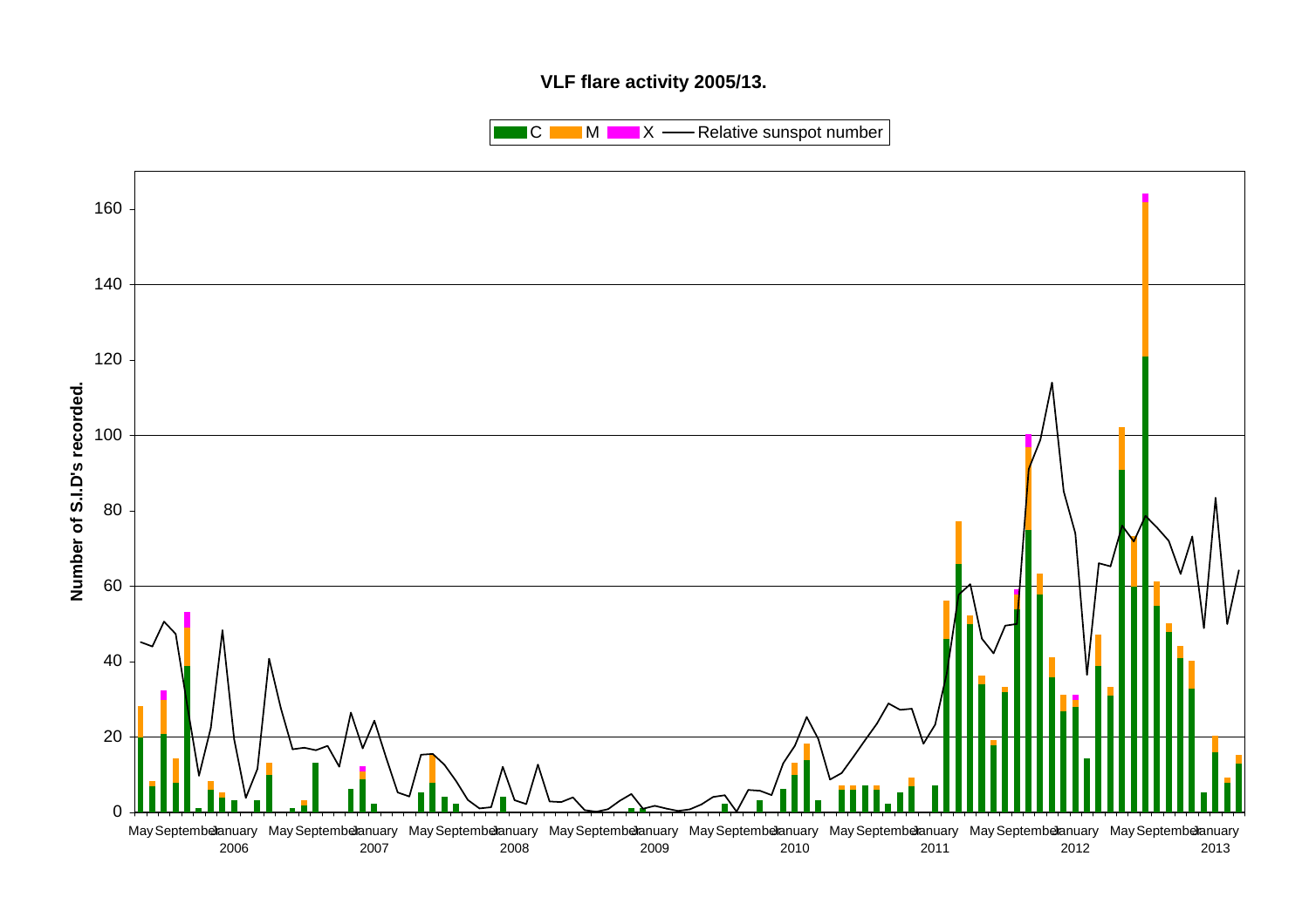**VLF flare activity 2005/13.**

C | M | X | Relative sunspot number

Number of S.I.D's recorded.

160
140
120
100
80
60
40
20
0

May September January 2006 May September January 2007 May September January 2008 May September January 2009 May September January 2010 May September January 2011 May September January 2012 May September January 2013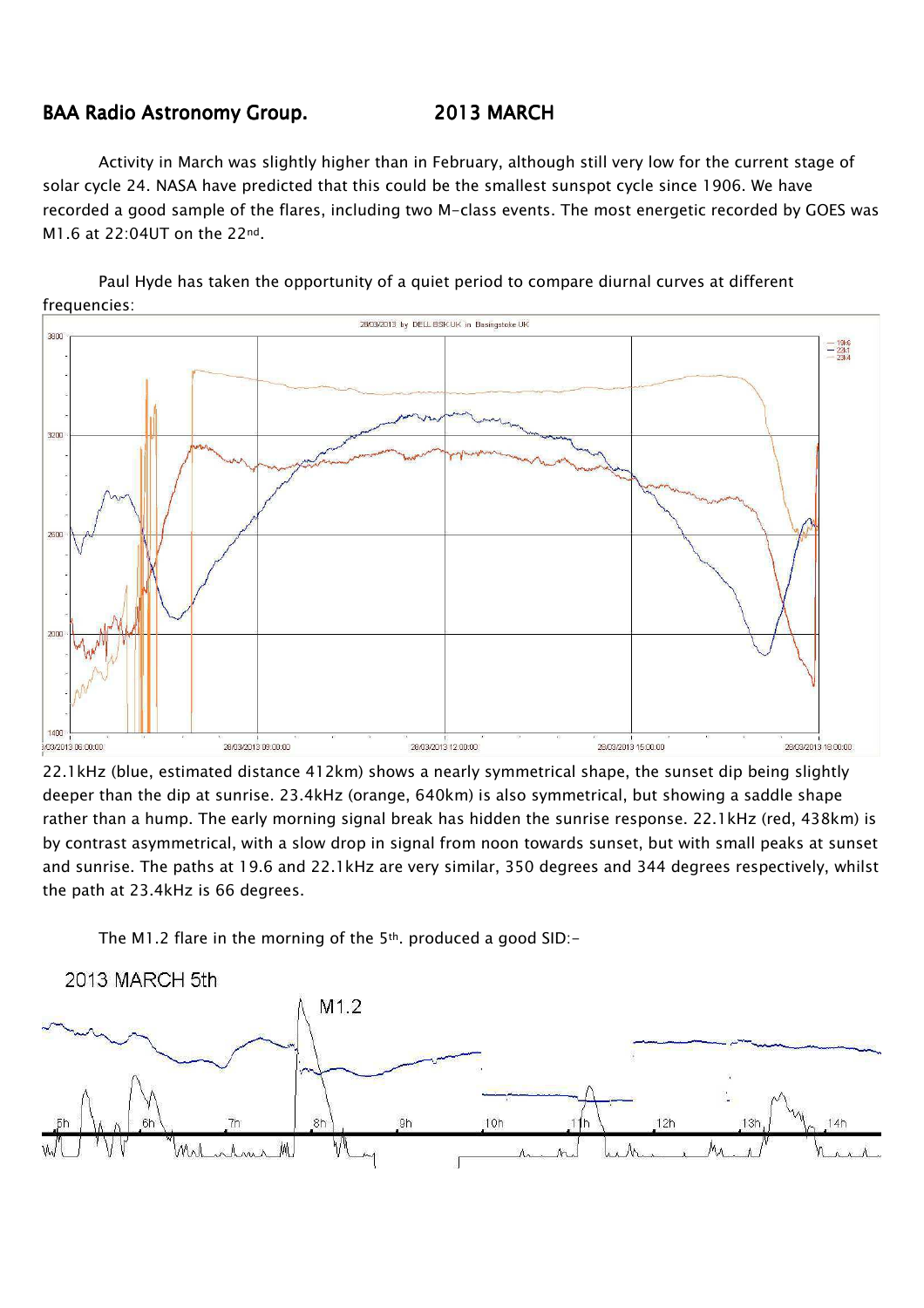# BAA Radio Astronomy Group. 2013 MARCH

Activity in March was slightly higher than in February, although still very low for the current stage of solar cycle 24. NASA have predicted that this could be the smallest sunspot cycle since 1906. We have recorded a good sample of the flares, including two M-class events. The most energetic recorded by GOES was M1.6 at 22:04UT on the 22nd.

Paul Hyde has taken the opportunity of a quiet period to compare diurnal curves at different frequencies:

22.1kHz (blue, estimated distance 412km) shows a nearly symmetrical shape, the sunset dip being slightly deeper than the dip at sunrise. 23.4kHz (orange, 640km) is also symmetrical, but showing a saddle shape rather than a hump. The early morning signal break has hidden the sunrise response. 22.1kHz (red, 438km) is by contrast asymmetrical, with a slow drop in signal from noon towards sunset, but with small peaks at sunset and sunrise. The paths at 19.6 and 22.1kHz are very similar, 350 degrees and 344 degrees respectively, whilst the path at 23.4kHz is 66 degrees.

The M1.2 flare in the morning of the 5th. produced a good SID:-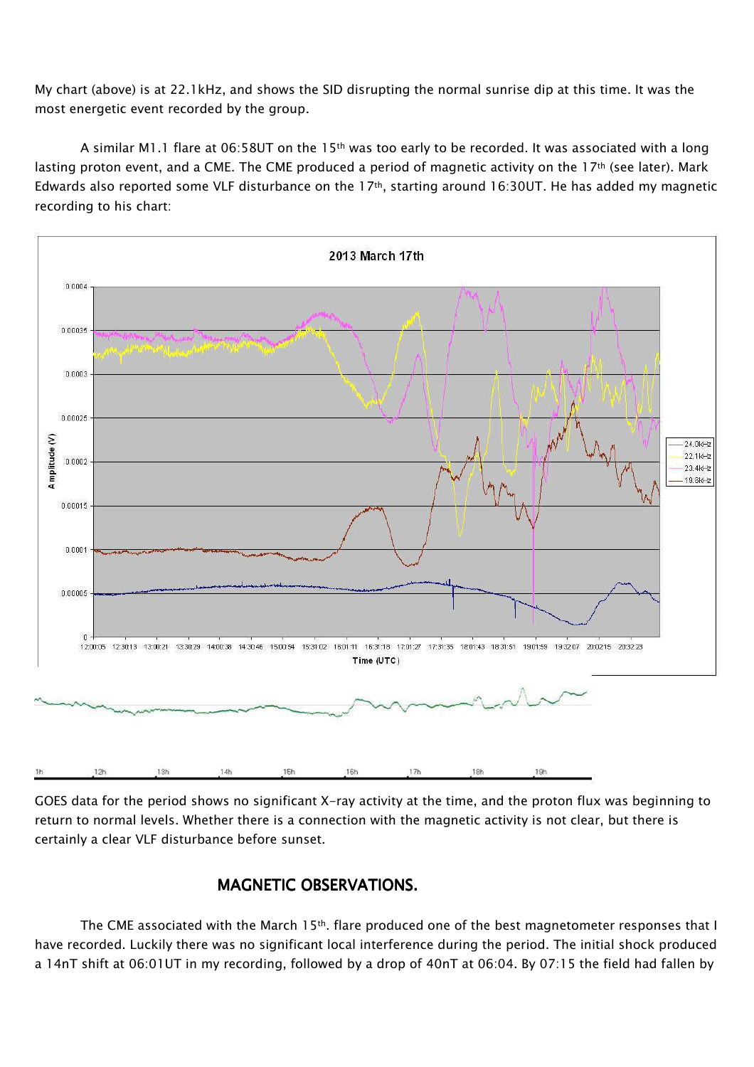My chart (above) is at 22.1kHz, and shows the SID disrupting the normal sunrise dip at this time. It was the most energetic event recorded by the group.

A similar M1.1 flare at 06:58UT on the 15th was too early to be recorded. It was associated with a long lasting proton event, and a CME. The CME produced a period of magnetic activity on the 17th (see later). Mark Edwards also reported some VLF disturbance on the 17th, starting around 16:30UT. He has added my magnetic recording to his chart:

GOES data for the period shows no significant X-ray activity at the time, and the proton flux was beginning to return to normal levels. Whether there is a connection with the magnetic activity is not clear, but there is certainly a clear VLF disturbance before sunset.

## MAGNETIC OBSERVATIONS.

The CME associated with the March 15th. flare produced one of the best magnetometer responses that I have recorded. Luckily there was no significant local interference during the period. The initial shock produced a 14nT shift at 06:01UT in my recording, followed by a drop of 40nT at 06:04. By 07:15 the field had fallen by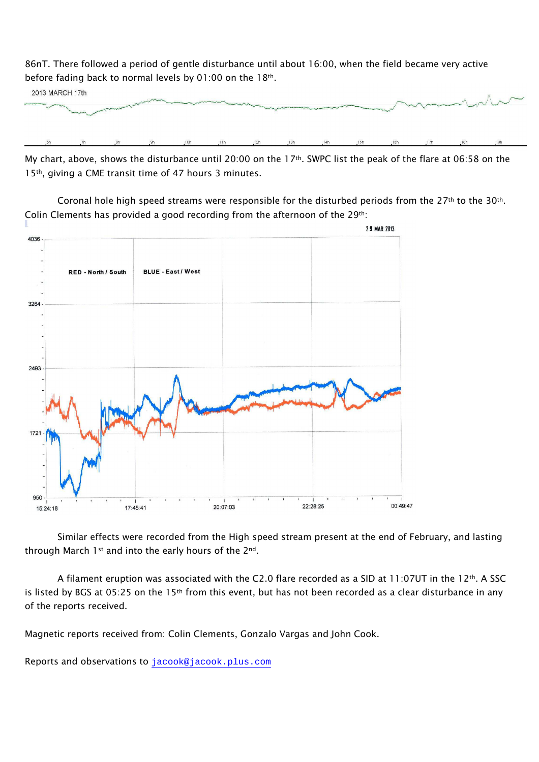86nT. There followed a period of gentle disturbance until about 16:00, when the field became very active before fading back to normal levels by 01:00 on the 18th.

My chart, above, shows the disturbance until 20:00 on the 17th. SWPC list the peak of the flare at 06:58 on the 15th, giving a CME transit time of 47 hours 3 minutes.

Coronal hole high speed streams were responsible for the disturbed periods from the 27th to the 30th. Colin Clements has provided a good recording from the afternoon of the 29th:

Similar effects were recorded from the High speed stream present at the end of February, and lasting through March 1st and into the early hours of the 2nd.

A filament eruption was associated with the C2.0 flare recorded as a SID at 11:07UT in the 12th. A SSC is listed by BGS at 05:25 on the 15th from this event, but has not been recorded as a clear disturbance in any of the reports received.

Magnetic reports received from: Colin Clements, Gonzalo Vargas and John Cook.

Reports and observations to jacook@jacook.plus.com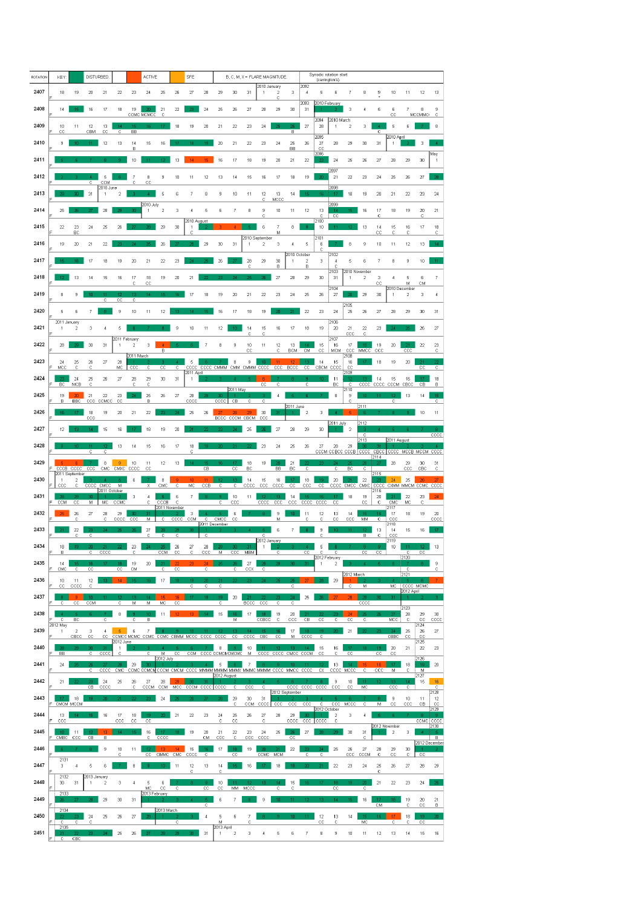ROTATION | KEY: DISTURBED | ACTIVE | SFE | B, C, M, X = FLARE MAGNITUDE | Synodic rotation start (carrington's)

| Rotation | | | | | | | | | | | | | | | | | | | | | | | | | | | |
|---|---|---|---|---|---|---|---|---|---|---|---|---|---|---|---|---|---|---|---|---|---|---|---|---|---|---|---|
| 2407 | 18 | 19 | 20 | 21 | 22 | 23 | 24 | 25 | 26 | 27 | 28 | 29 | 30 | 31 | 2010 January 1 | 2 | 3 | 2092 4 | 5 | 6 | 7 | 8 | 9 | 10 | 11 | 12 | 13 |
| F | | | | | | | | | | | | | | | | C | | | | | | | * | | | | |
| 2408 | 14 | 15 | 16 | 17 | 18 | 19 | 20 | 21 | 22 | 23 | 24 | 25 | 26 | 27 | 28 | 29 | 30 | 2093 31 | 2010 February 1 | 2 | 3 | 4 | 5 | 6 | 7 | 8 | 9 |
| F | | | | | | CCMC | MCMCC | C | | | | | | | | | | | | | | | | CC | | MCCMMC | C |
| 2409 | 10 | 11 | 12 | 13 | 14 | 15 | 16 | 17 | 18 | 19 | 20 | 21 | 22 | 23 | 24 | 25 | 26 | 27 | 2094 28 | 2010 March 1 | 2 | 3 | 4 | 5 | 6 | 7 | 8 |
| F | CC | | CBM | CC | C | BB | | | | | | | | | | | B | | | | | | C | | | | |
| 2410 | 9 | 10 | 11 | 12 | 13 | 14 | 15 | 16 | 17 | 18 | 19 | 20 | 21 | 22 | 23 | 24 | 25 | 26 | 2095 27 | 28 | 29 | 30 | 31 | 2010 April 1 | 2 | 3 | 4 |
| F | | | | | | B | | | | | | | | | | | BB | | CC | | | | | | | | |
| 2411 | 5 | 6 | 7 | 8 | 9 | 10 | 11 | 12 | 13 | 14 | 15 | 16 | 17 | 18 | 19 | 20 | 21 | 22 | 2096 23 | 24 | 25 | 26 | 27 | 28 | 29 | 30 | May 1 |
| F | | | | | | | | | | | | | | | | | | | | | | | | | | | |
| 2412 | 2 | 3 | 4 | 5 | 6 | 7 | 8 | 9 | 10 | 11 | 12 | 13 | 14 | 15 | 16 | 17 | 18 | 19 | 20 | 2097 21 | 22 | 23 | 24 | 25 | 26 | 27 | 28 |
| F | | | C | CCM | | C | CC | | | | | | | | | | | | | | | | | | | | |
| 2413 | 29 | 30 | 31 | 2010 June 1 | 2 | 3 | 4 | 5 | 6 | 7 | 8 | 9 | 10 | 11 | 12 | 13 | 14 | 15 | 16 | 2098 17 | 18 | 19 | 20 | 21 | 22 | 23 | 24 |
| F | | | | | | | | | | | | | | | C | MCCC | | | | | | | | | | | |
| 2414 | 25 | 26 | 27 | 28 | 29 | 30 | 2010 July 1 | 2 | 3 | 4 | 5 | 6 | 7 | 8 | 9 | 10 | 11 | 12 | 13 | 2099 14 | 15 | 16 | 17 | 18 | 19 | 20 | 21 |
| F | | | | | | | | | | | | | | | C | | | | C | CC | | | C | | | C | |
| 2415 | 22 | 23 | 24 | 25 | 26 | 27 | 28 | 29 | 30 | 2010 August 1 | 2 | 3 | 4 | 5 | 6 | 7 | 8 | 9 | 2100 10 | 11 | 12 | 13 | 14 | 15 | 16 | 17 | 18 |
| F | | BC | | | | | | | | C | | | | | | M | | | | | | | CC | C | C | | C |
| 2416 | 19 | 20 | 21 | 22 | 23 | 24 | 25 | 26 | 27 | 28 | 29 | 30 | 31 | 2010 September 1 | 2 | 3 | 4 | 5 | 2101 6 | 7 | 8 | 9 | 10 | 11 | 12 | 13 | 14 |
| F | | | | | | | | | | | | | | | | | | | C | | | | | | | | |
| 2417 | 15 | 16 | 17 | 18 | 19 | 20 | 21 | 22 | 23 | 24 | 25 | 26 | 27 | 28 | 29 | 30 | 2010 October 1 | 2 | 3 | 2102 4 | 5 | 6 | 7 | 8 | 9 | 10 | 11 |
| F | | | | | | | | | | | | | | | | B | | B | | C | | | | | | | |
| 2418 | 12 | 13 | 14 | 15 | 16 | 17 | 18 | 19 | 20 | 21 | 22 | 23 | 24 | 25 | 26 | 27 | 28 | 29 | 30 | 2103 31 | 2010 November 1 | 2 | 3 | 4 | 5 | 6 | 7 |
| F | | | | | | C | CC | | | | | | | | | | | | | | | | CC | | M | CM | |
| 2419 | 8 | 9 | 10 | 11 | 12 | 13 | 14 | 15 | 16 | 17 | 18 | 19 | 20 | 21 | 22 | 23 | 24 | 25 | 26 | 2104 27 | 28 | 29 | 30 | 2010 December 1 | 2 | 3 | 4 |
| F | | | | C | CC | C | | | | | | | | | | | | | | | | | | | | | |
| 2420 | 5 | 6 | 7 | 8 | 9 | 10 | 11 | 12 | 13 | 14 | 15 | 16 | 17 | 18 | 19 | 20 | 21 | 22 | 23 | 24 | 2105 25 | 26 | 27 | 28 | 29 | 30 | 31 |
| F | | | | | | | | | | | | | | | | | | | | | | | | | | | |
| 2421 | 2011 January 1 | 2 | 3 | 4 | 5 | 6 | 7 | 8 | 9 | 10 | 11 | 12 | 13 | 14 | 15 | 16 | 17 | 18 | 19 | 2106 20 | 21 | 22 | 23 | 24 | 25 | 26 | 27 |
| F | | | | | | | | | | | | | | C | C | | | | | | CCC | C | | | | | |
| 2422 | 28 | 29 | 30 | 31 | 2011 February 1 | 2 | 3 | 4 | 5 | 6 | 7 | 8 | 9 | 10 | 11 | 12 | 13 | 14 | 15 | 2107 16 | 17 | 18 | 19 | 20 | 21 | 22 | 23 |
| F | | | | | | | B | | | | | | | CC | | C | BCM | CM | CC | MCM | CCC | MMCC | CCC | | CCC | | C |
| 2423 | 24 | 25 | 26 | 27 | 28 | 2011 March 1 | 2 | 3 | 4 | 5 | 6 | 7 | 8 | 9 | 10 | 11 | 12 | 13 | 14 | 15 | 2108 16 | 17 | 18 | 19 | 20 | 21 | 22 |
| F | MCC | C | | | MC | CCC | C | CC | C | CCCC | CCCC | CMMM | CMM | CMMM | CCCC | CC | BCCC | CC | CBCM | CCC | CC | | | | | CC | C |
| 2424 | 23 | 24 | 25 | 26 | 27 | 28 | 29 | 30 | 31 | 2011 April 1 | 2 | 3 | 4 | 5 | 6 | 7 | 8 | 9 | 10 | 11 | 2109 12 | 13 | 14 | 15 | 16 | 17 | 18 |
| F | BC | MCB | C | | | | | | | | | | | | CC | C | | C | | BC | C | CCCC | CCCC | CCCM | CBCC | CB | B |
| 2425 | 19 | 20 | 21 | 22 | 23 | 24 | 25 | 26 | 27 | 28 | 29 | 30 | 2011 May 1 | 2 | 3 | 4 | 5 | 6 | 7 | 8 | 2110 9 | 10 | 11 | 12 | 13 | 14 | 15 |
| F | B | BBC | CCC | CCMCC | CC | | B | | | CCCC | | CCCC | CB | CC | | | | C | | | | | | C | | | C |
| 2426 | 16 | 17 | 18 | 19 | 20 | 21 | 22 | 23 | 24 | 25 | 26 | 27 | 28 | 29 | 30 | 31 | 2011 June 1 | 2 | 3 | 4 | 2111 5 | 6 | 7 | 8 | 9 | 10 | 11 |
| F | | | CCC | | | | | | | | | BCCC | CCCM | CBCM | CCC | | | | | | | | | | | | |
| 2427 | 12 | 13 | 14 | 15 | 16 | 17 | 18 | 19 | 20 | 21 | 22 | 23 | 24 | 25 | 26 | 27 | 28 | 29 | 30 | 2011 July 1 | 2 | 2112 3 | 4 | 5 | 6 | 7 | 8 |
| F | | | | | | | | | | | | | | | | | | | | | | C | | | | | CCCC |
| 2428 | 9 | 10 | 11 | 12 | 13 | 14 | 15 | 16 | 17 | 18 | 19 | 20 | 21 | 22 | 23 | 24 | 25 | 26 | 27 | 28 | 29 | 2113 30 | 31 | 2011 August 1 | 2 | 3 | 4 |
| F | | | C | C | | | | | | C | | | | | | | | | CCCM | CCBCC | CCCB | CCCC | CBCC | CCCC | MCCB | MCCM | CCCC |
| 2429 | 5 | 6 | 7 | 8 | 9 | 10 | 11 | 12 | 13 | 14 | 15 | 16 | 17 | 18 | 19 | 20 | 21 | 22 | 23 | 24 | 25 | 26 | 2114 27 | 28 | 29 | 30 | 31 |
| F | CCCB | CCCC | CCC | CMC | CMXC | CCCC | CC | | | | CB | | C | BC | | BB | BC | CC | | C | BC | C | | | CCC | CBC | C |
| 2430 | 2011 September 1 | 2 | 3 | 4 | 5 | 6 | 7 | 8 | 9 | 10 | 11 | 12 | 13 | 14 | 15 | 16 | 17 | 18 | 19 | 20 | 21 | 22 | 2115 23 | 24 | 25 | 26 | 27 |
| F | CCC | C | CCCC | CMCC | M | | X | CMC | | MC | CCB | C | C | CCCC | CC | CCCC | CCC | CC | CCC | CCCC | CMCC | CMMC | CCCC | CXMM | MMCM | CCMC | CCCC |
| 2431 | 28 | 29 | 30 | 2011 October 1 | 2 | 3 | 4 | 5 | 6 | 7 | 8 | 9 | 10 | 11 | 12 | 13 | 14 | 15 | 16 | 17 | 18 | 19 | 2116 20 | 21 | 22 | 23 | 24 |
| F | CCM | CC | M | MC | CCMC | | | CCCB | CC | | | | CCC | | CCCC | CCC | CCC | CCCC | CCCC | CCC | | CC | C | CMC | MC | C | |
| 2432 | 25 | 26 | 27 | 28 | 29 | 30 | 31 | 2011 November 1 | 2 | 3 | 4 | 5 | 6 | 7 | 8 | 9 | 10 | 11 | 12 | 13 | 14 | 15 | 16 | 2117 17 | 18 | 19 | 20 |
| F | | | | | CCCC | CCC | M | C | CCCC | CCM | C | CMCC | CCC | | | M | | C | C | C | CCC | MM | CCC | CCC | | | CCCC |
| 2433 | 21 | 22 | 23 | 24 | 25 | 26 | 27 | 28 | 29 | 30 | 2011 December 1 | 2 | 3 | 4 | 5 | 6 | 7 | 8 | 9 | 10 | 11 | 12 | 13 | 2118 14 | 15 | 16 | 17 |
| F | | C | | | | | C | C | C | | C | | | | | | | | | | | B | CC | CCC | | | |
| 2434 | 18 | 19 | 20 | 21 | 22 | 23 | 24 | 25 | 26 | 27 | 28 | 29 | 30 | 31 | 2012 January 1 | 2 | 3 | 4 | 5 | 6 | 7 | 8 | 9 | 2119 10 | 11 | 12 | 13 |
| F | B | | C | CCCC | | | | CCM | CC | C | CCC | MC | CCC | MBM | | C | C | | CC | C | | CC | CC | | C | CC | |
| 2435 | 14 | 15 | 16 | 17 | 18 | 19 | 20 | 21 | 22 | 23 | 24 | 25 | 26 | 27 | 28 | 29 | 30 | 31 | 2012 February 1 | 2 | 3 | 4 | 5 | 6 | 2120 7 | 8 | 9 |
| F | CMC | C | CC | | | CC | CM | | CC | | | | C | CCX | CC | | | | | | | | | C | C | C | C |
| 2436 | 10 | 11 | 12 | 13 | 14 | 15 | 16 | 17 | 18 | 19 | 20 | 21 | 22 | 23 | 24 | 25 | 26 | 27 | 28 | 29 | 2012 March 1 | 2 | 3 | 4 | 2121 5 | 6 | 7 |
| F | CC | CCCC | C | | | | | | | C | C | | | | | | C | | | | | M | | MC | CCCC | MCMC | C |
| 2437 | 8 | 9 | 10 | 11 | 12 | 13 | 14 | 15 | 16 | 17 | 18 | 19 | 20 | 21 | 22 | 23 | 24 | 25 | 26 | 27 | 28 | 29 | 30 | 31 | 2012 April 1 | 2122 2 | 3 |
| F | C | CC | CCM | | | C | M | M | MC | CC | | | | BCCC | CCC | C | | | | | | CCCC | | | | | |
| 2438 | 4 | 5 | 6 | 7 | 8 | 9 | 10 | 11 | 12 | 13 | 14 | 15 | 16 | 17 | 18 | 19 | 20 | 21 | 22 | 23 | 24 | 25 | 26 | 27 | 2123 28 | 29 | 30 |
| F | C | BC | | | | C | B | | | | | | M | | CCBCC | C | CCC | CB | CC | CC | C | CC | | MCC | C | CC | CCCC |
| 2439 | 2012 May 1 | 2 | 3 | 4 | 5 | 6 | 7 | 8 | 9 | 10 | 11 | 12 | 13 | 14 | 15 | 16 | 17 | 18 | 19 | 20 | 21 | 22 | 23 | 24 | 2124 25 | 26 | 27 |
| F | | CBCC | C | CC | CCMCC | MCMC | CCMC | CCMC | CBMM | MCCC | CCCC | CCCC | CC | CCCC | CBC | CC | M | CCCC | C | | | | | CBBC | CCC | CC | |
| 2440 | 28 | 29 | 30 | 31 | 2012 June 1 | 2 | 3 | 4 | 5 | 6 | 7 | 8 | 9 | 10 | 11 | 12 | 13 | 14 | 15 | 16 | 17 | 18 | 19 | 20 | 2125 21 | 22 | 23 |
| F | BB | | C | CCCC | C | | M | CC | CCM | CCCC | CCMCMCMC | M | | CCCC | CCCC | CMCC | CCCM | C | C | C | | | CC | CC | | | |
| 2441 | 24 | 25 | 26 | 27 | 28 | 29 | 30 | 2012 July 1 | 2 | 3 | 4 | 5 | 6 | 7 | 8 | 9 | 10 | 11 | 12 | 13 | 14 | 15 | 16 | 17 | 2126 18 | 19 | 20 |
| F | | | | CCCC | CMC | CCCC | CCMC | CCCM | CMCM | CCCC | MMMM | MMMM | MMMM | MMMC | MMMM | CCCC | MMCC | CCCC | CX | CCCC | MCCC | C | CCC | M | C | M | |
| 2442 | 21 | 22 | 23 | 24 | 25 | 26 | 27 | 28 | 29 | 30 | 31 | 2012 August 1 | 2 | 3 | 4 | 5 | 6 | 7 | 8 | 9 | 10 | 11 | 12 | 13 | 2127 14 | 15 | 16 |
| F | | CB | CCCC | | | C | CCCM | CCM | MCC | CCCM | CCCC | CCCC | C | CCC | C | C | CC | CCCC | CCCC | CCCC | CC | MC | | CCC | C | | B |
| 2443 | 17 | 18 | 19 | 20 | 21 | 22 | 23 | 24 | 25 | 26 | 27 | 28 | 29 | 30 | 31 | 2012 September 1 | 2 | 3 | 4 | 5 | 6 | 7 | 8 | 9 | 10 | 2128 11 | 12 |
| F | CMCM | MCCM | | | | | | | | | | | C | CCM | CCC | CCC | CCC | CCC | C | CCCC | MCCC | C | M | CC | CCC | CB | CC |
| 2444 | 13 | 14 | 15 | 16 | 17 | 18 | 19 | 20 | 21 | 22 | 23 | 24 | 25 | 26 | 27 | 28 | 29 | 30 | 2012 October 1 | 2 | 3 | 4 | 5 | 6 | 7 | 2129 8 | 9 |
| F | CCC | | | | CCC | CCC | | | C | | C | | CC | | | CCCC | CCC | CCCC | C | | | | | | | CCMC | CCCC |
| 2445 | 10 | 11 | 12 | 13 | 14 | 15 | 16 | 17 | 18 | 19 | 20 | 21 | 22 | 23 | 24 | 25 | 26 | 27 | 28 | 29 | 30 | 31 | 2012 November 1 | 2 | 3 | 4 | 2130 5 |
| F | CMBC | CCC | CB | B | | | CCCC | | | | CM | CCC | C | CCC | CCCC | | CC | | | | | | C | | | | B |
| 2446 | 6 | 7 | 8 | 9 | 10 | 11 | 12 | 13 | 14 | 15 | 16 | 17 | 18 | 19 | 20 | 21 | 22 | 23 | 24 | 25 | 26 | 27 | 28 | 29 | 30 | 2012 December 1 | 2 |
| F | | | | | | | CC | CMMC | CMC | CCCC | | C | | | CCMC | MCM | | C | C | | CCC | CCCM | CC | CC | C | CC | |
| 2447 | 2131 3 | 4 | 5 | 6 | 7 | 8 | 9 | 10 | 11 | 12 | 13 | 14 | 15 | 16 | 17 | 18 | 19 | 20 | 21 | 22 | 23 | 24 | 25 | 26 | 27 | 28 | 29 |
| F | | | | | | | | | | C | | C | | | | | | | | | | | C | | | | |
| 2448 | 2132 30 | 31 | 2013 January 1 | 2 | 3 | 4 | 5 | 6 | 7 | 8 | 9 | 10 | 11 | 12 | 13 | 14 | 15 | 16 | 17 | 18 | 19 | 20 | 21 | 22 | 23 | 24 | 25 |
| F | | | | | | | MC | CC | | | CC | CC | MM | MCCC | | | | | C | | CC | | | | | | |
| 2449 | 2133 26 | 27 | 28 | 29 | 30 | 31 | 2013 February 1 | 2 | 3 | 4 | 5 | 6 | 7 | 8 | 9 | 10 | 11 | 12 | 13 | 14 | 15 | 16 | 17 | 18 | 19 | 20 | 21 |
| F | | | | | | | | C | | | C | | | | | | | | | | | | CM | | C | C | B |
| 2450 | 2134 22 | 23 | 24 | 25 | 26 | 27 | 28 | 2013 March 1 | 2 | 3 | 4 | 5 | 6 | 7 | 8 | 9 | 10 | 11 | 12 | 13 | 14 | 15 | 16 | 17 | 18 | 19 | 20 |
| F | C | C | | | | | | C | | | | M | | | | | | | C | | MC | C | | C | C | CC | |
| 2451 | 2135 21 | 22 | 23 | 24 | 25 | 26 | 27 | 28 | 29 | 30 | 31 | 2013 April 1 | 2 | 3 | 4 | 5 | 6 | 7 | 8 | 9 | 10 | 11 | 12 | 13 | 14 | 15 | 16 |
| F | C | CBC | | | | | | | | | | | | | | | | | | | | | | | | | |